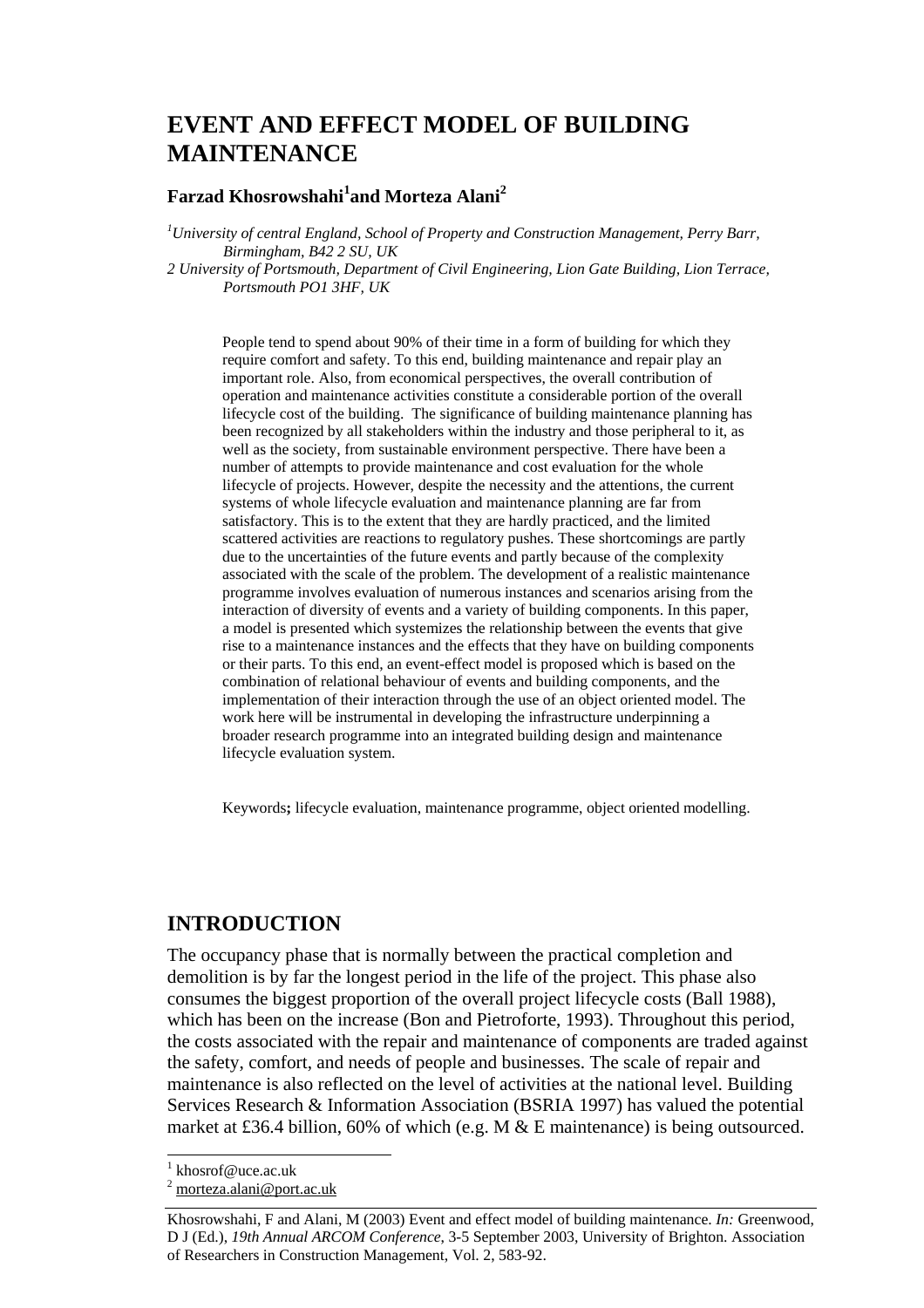# EVENT AND EFFECT MODEL OF BUILDING MAINTENANCE

**Farzad Khosrowshahi[1] and Morteza Alani[2]**

[1]*University of central England, School of Property and Construction Management, Perry Barr, Birmingham, B42 2 SU, UK*

*2 University of Portsmouth, Department of Civil Engineering, Lion Gate Building, Lion Terrace, Portsmouth PO1 3HF, UK*

People tend to spend about 90% of their time in a form of building for which they require comfort and safety. To this end, building maintenance and repair play an important role. Also, from economical perspectives, the overall contribution of operation and maintenance activities constitute a considerable portion of the overall lifecycle cost of the building. The significance of building maintenance planning has been recognized by all stakeholders within the industry and those peripheral to it, as well as the society, from sustainable environment perspective. There have been a number of attempts to provide maintenance and cost evaluation for the whole lifecycle of projects. However, despite the necessity and the attentions, the current systems of whole lifecycle evaluation and maintenance planning are far from satisfactory. This is to the extent that they are hardly practiced, and the limited scattered activities are reactions to regulatory pushes. These shortcomings are partly due to the uncertainties of the future events and partly because of the complexity associated with the scale of the problem. The development of a realistic maintenance programme involves evaluation of numerous instances and scenarios arising from the interaction of diversity of events and a variety of building components. In this paper, a model is presented which systemizes the relationship between the events that give rise to a maintenance instances and the effects that they have on building components or their parts. To this end, an event-effect model is proposed which is based on the combination of relational behaviour of events and building components, and the implementation of their interaction through the use of an object oriented model. The work here will be instrumental in developing the infrastructure underpinning a broader research programme into an integrated building design and maintenance lifecycle evaluation system.

Keywords**;** lifecycle evaluation, maintenance programme, object oriented modelling.

## INTRODUCTION

The occupancy phase that is normally between the practical completion and demolition is by far the longest period in the life of the project. This phase also consumes the biggest proportion of the overall project lifecycle costs (Ball 1988), which has been on the increase (Bon and Pietroforte, 1993). Throughout this period, the costs associated with the repair and maintenance of components are traded against the safety, comfort, and needs of people and businesses. The scale of repair and maintenance is also reflected on the level of activities at the national level. Building Services Research & Information Association (BSRIA 1997) has valued the potential market at £36.4 billion, 60% of which (e.g. M & E maintenance) is being outsourced.

[1] khosrof@uce.ac.uk

[2] morteza.alani@port.ac.uk

Khosrowshahi, F and Alani, M (2003) Event and effect model of building maintenance. *In:* Greenwood, D J (Ed.), *19th Annual ARCOM Conference*, 3-5 September 2003, University of Brighton. Association of Researchers in Construction Management, Vol. 2, 583-92.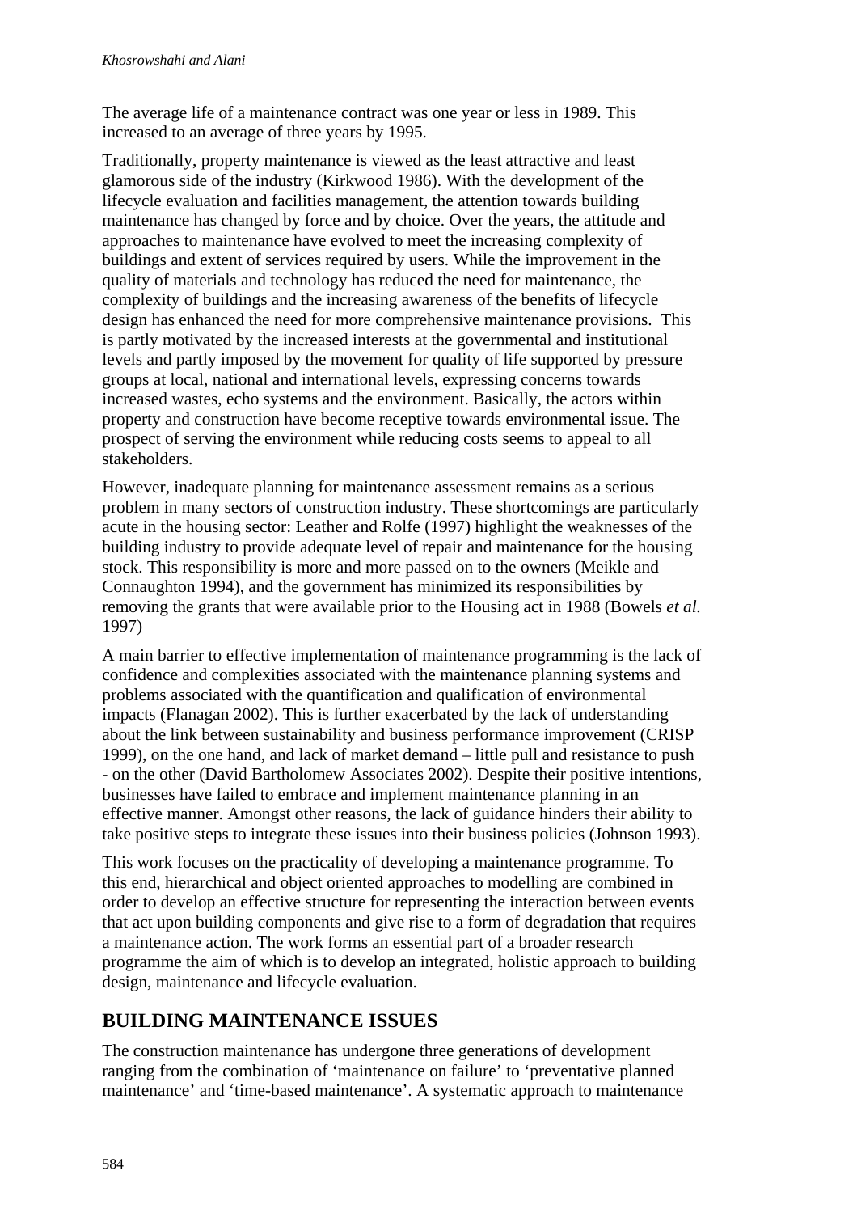The average life of a maintenance contract was one year or less in 1989. This increased to an average of three years by 1995.

Traditionally, property maintenance is viewed as the least attractive and least glamorous side of the industry (Kirkwood 1986). With the development of the lifecycle evaluation and facilities management, the attention towards building maintenance has changed by force and by choice. Over the years, the attitude and approaches to maintenance have evolved to meet the increasing complexity of buildings and extent of services required by users. While the improvement in the quality of materials and technology has reduced the need for maintenance, the complexity of buildings and the increasing awareness of the benefits of lifecycle design has enhanced the need for more comprehensive maintenance provisions. This is partly motivated by the increased interests at the governmental and institutional levels and partly imposed by the movement for quality of life supported by pressure groups at local, national and international levels, expressing concerns towards increased wastes, echo systems and the environment. Basically, the actors within property and construction have become receptive towards environmental issue. The prospect of serving the environment while reducing costs seems to appeal to all stakeholders.

However, inadequate planning for maintenance assessment remains as a serious problem in many sectors of construction industry. These shortcomings are particularly acute in the housing sector: Leather and Rolfe (1997) highlight the weaknesses of the building industry to provide adequate level of repair and maintenance for the housing stock. This responsibility is more and more passed on to the owners (Meikle and Connaughton 1994), and the government has minimized its responsibilities by removing the grants that were available prior to the Housing act in 1988 (Bowels *et al.* 1997)

A main barrier to effective implementation of maintenance programming is the lack of confidence and complexities associated with the maintenance planning systems and problems associated with the quantification and qualification of environmental impacts (Flanagan 2002). This is further exacerbated by the lack of understanding about the link between sustainability and business performance improvement (CRISP 1999), on the one hand, and lack of market demand – little pull and resistance to push - on the other (David Bartholomew Associates 2002). Despite their positive intentions, businesses have failed to embrace and implement maintenance planning in an effective manner. Amongst other reasons, the lack of guidance hinders their ability to take positive steps to integrate these issues into their business policies (Johnson 1993).

This work focuses on the practicality of developing a maintenance programme. To this end, hierarchical and object oriented approaches to modelling are combined in order to develop an effective structure for representing the interaction between events that act upon building components and give rise to a form of degradation that requires a maintenance action. The work forms an essential part of a broader research programme the aim of which is to develop an integrated, holistic approach to building design, maintenance and lifecycle evaluation.

## BUILDING MAINTENANCE ISSUES

The construction maintenance has undergone three generations of development ranging from the combination of 'maintenance on failure' to 'preventative planned maintenance' and 'time-based maintenance'. A systematic approach to maintenance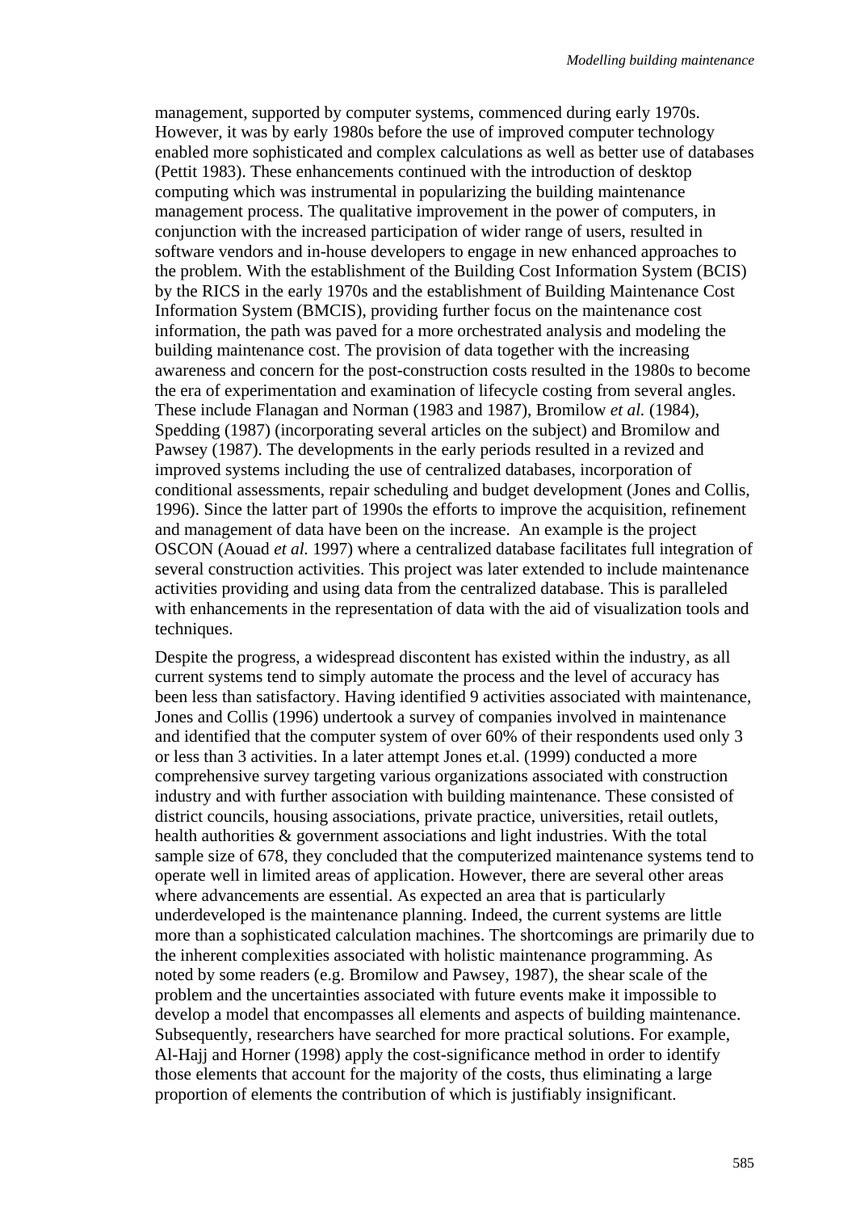management, supported by computer systems, commenced during early 1970s. However, it was by early 1980s before the use of improved computer technology enabled more sophisticated and complex calculations as well as better use of databases (Pettit 1983). These enhancements continued with the introduction of desktop computing which was instrumental in popularizing the building maintenance management process. The qualitative improvement in the power of computers, in conjunction with the increased participation of wider range of users, resulted in software vendors and in-house developers to engage in new enhanced approaches to the problem. With the establishment of the Building Cost Information System (BCIS) by the RICS in the early 1970s and the establishment of Building Maintenance Cost Information System (BMCIS), providing further focus on the maintenance cost information, the path was paved for a more orchestrated analysis and modeling the building maintenance cost. The provision of data together with the increasing awareness and concern for the post-construction costs resulted in the 1980s to become the era of experimentation and examination of lifecycle costing from several angles. These include Flanagan and Norman (1983 and 1987), Bromilow *et al.* (1984), Spedding (1987) (incorporating several articles on the subject) and Bromilow and Pawsey (1987). The developments in the early periods resulted in a revized and improved systems including the use of centralized databases, incorporation of conditional assessments, repair scheduling and budget development (Jones and Collis, 1996). Since the latter part of 1990s the efforts to improve the acquisition, refinement and management of data have been on the increase. An example is the project OSCON (Aouad *et al.* 1997) where a centralized database facilitates full integration of several construction activities. This project was later extended to include maintenance activities providing and using data from the centralized database. This is paralleled with enhancements in the representation of data with the aid of visualization tools and techniques.

Despite the progress, a widespread discontent has existed within the industry, as all current systems tend to simply automate the process and the level of accuracy has been less than satisfactory. Having identified 9 activities associated with maintenance, Jones and Collis (1996) undertook a survey of companies involved in maintenance and identified that the computer system of over 60% of their respondents used only 3 or less than 3 activities. In a later attempt Jones et.al. (1999) conducted a more comprehensive survey targeting various organizations associated with construction industry and with further association with building maintenance. These consisted of district councils, housing associations, private practice, universities, retail outlets, health authorities & government associations and light industries. With the total sample size of 678, they concluded that the computerized maintenance systems tend to operate well in limited areas of application. However, there are several other areas where advancements are essential. As expected an area that is particularly underdeveloped is the maintenance planning. Indeed, the current systems are little more than a sophisticated calculation machines. The shortcomings are primarily due to the inherent complexities associated with holistic maintenance programming. As noted by some readers (e.g. Bromilow and Pawsey, 1987), the shear scale of the problem and the uncertainties associated with future events make it impossible to develop a model that encompasses all elements and aspects of building maintenance. Subsequently, researchers have searched for more practical solutions. For example, Al-Hajj and Horner (1998) apply the cost-significance method in order to identify those elements that account for the majority of the costs, thus eliminating a large proportion of elements the contribution of which is justifiably insignificant.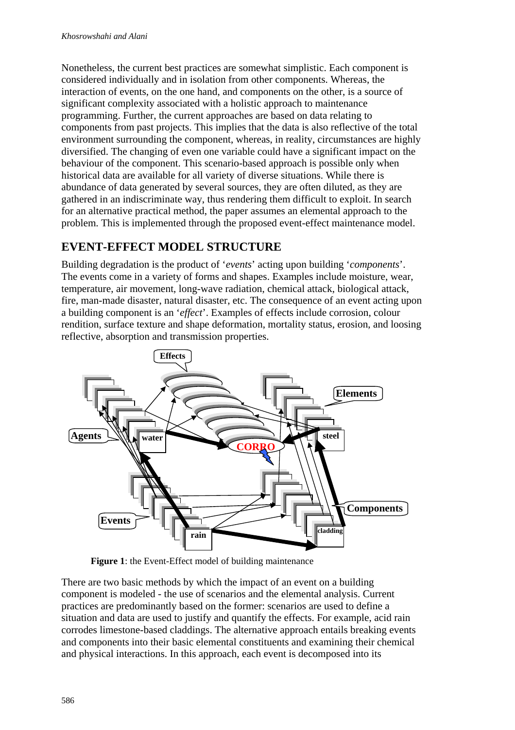Nonetheless, the current best practices are somewhat simplistic. Each component is considered individually and in isolation from other components. Whereas, the interaction of events, on the one hand, and components on the other, is a source of significant complexity associated with a holistic approach to maintenance programming. Further, the current approaches are based on data relating to components from past projects. This implies that the data is also reflective of the total environment surrounding the component, whereas, in reality, circumstances are highly diversified. The changing of even one variable could have a significant impact on the behaviour of the component. This scenario-based approach is possible only when historical data are available for all variety of diverse situations. While there is abundance of data generated by several sources, they are often diluted, as they are gathered in an indiscriminate way, thus rendering them difficult to exploit. In search for an alternative practical method, the paper assumes an elemental approach to the problem. This is implemented through the proposed event-effect maintenance model.

## EVENT-EFFECT MODEL STRUCTURE

Building degradation is the product of '*events*' acting upon building '*components*'. The events come in a variety of forms and shapes. Examples include moisture, wear, temperature, air movement, long-wave radiation, chemical attack, biological attack, fire, man-made disaster, natural disaster, etc. The consequence of an event acting upon a building component is an '*effect*'. Examples of effects include corrosion, colour rendition, surface texture and shape deformation, mortality status, erosion, and loosing reflective, absorption and transmission properties.

**Figure 1**: the Event-Effect model of building maintenance

There are two basic methods by which the impact of an event on a building component is modeled - the use of scenarios and the elemental analysis. Current practices are predominantly based on the former: scenarios are used to define a situation and data are used to justify and quantify the effects. For example, acid rain corrodes limestone-based claddings. The alternative approach entails breaking events and components into their basic elemental constituents and examining their chemical and physical interactions. In this approach, each event is decomposed into its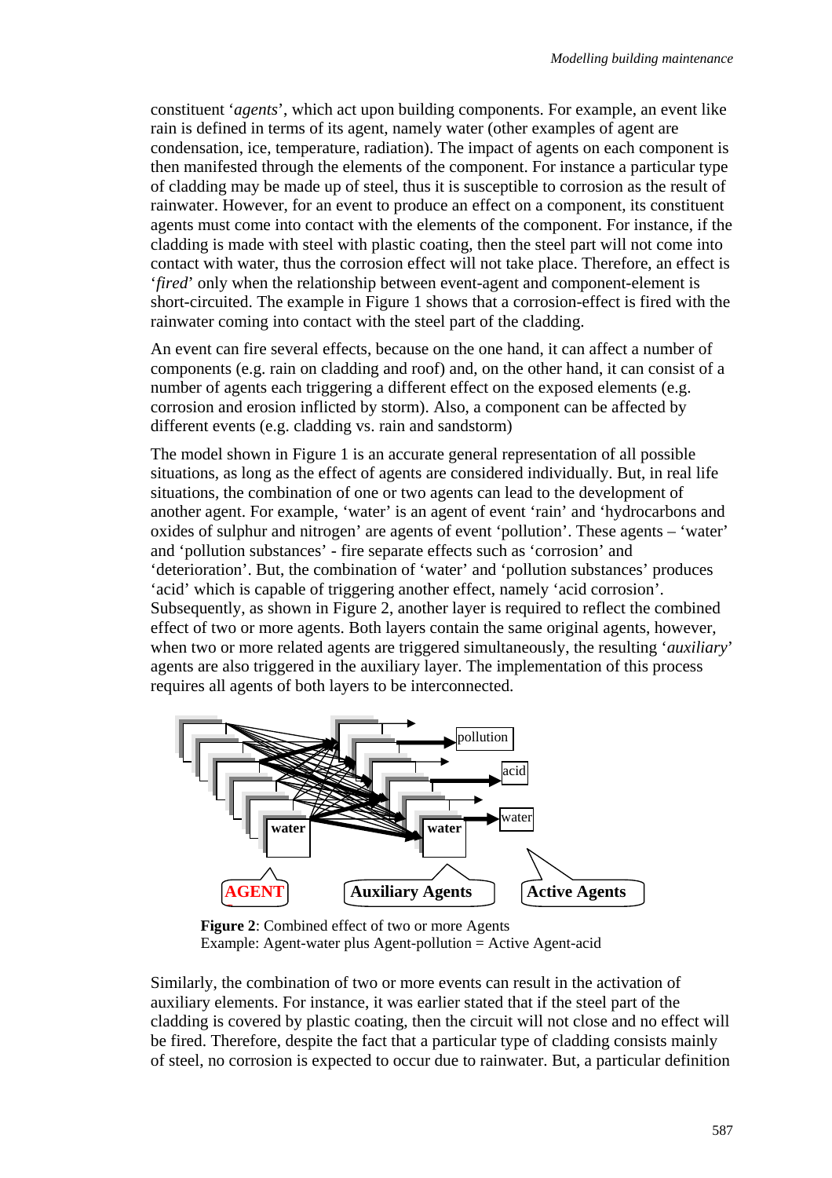constituent '*agents*', which act upon building components. For example, an event like rain is defined in terms of its agent, namely water (other examples of agent are condensation, ice, temperature, radiation). The impact of agents on each component is then manifested through the elements of the component. For instance a particular type of cladding may be made up of steel, thus it is susceptible to corrosion as the result of rainwater. However, for an event to produce an effect on a component, its constituent agents must come into contact with the elements of the component. For instance, if the cladding is made with steel with plastic coating, then the steel part will not come into contact with water, thus the corrosion effect will not take place. Therefore, an effect is '*fired*' only when the relationship between event-agent and component-element is short-circuited. The example in Figure 1 shows that a corrosion-effect is fired with the rainwater coming into contact with the steel part of the cladding.

An event can fire several effects, because on the one hand, it can affect a number of components (e.g. rain on cladding and roof) and, on the other hand, it can consist of a number of agents each triggering a different effect on the exposed elements (e.g. corrosion and erosion inflicted by storm). Also, a component can be affected by different events (e.g. cladding vs. rain and sandstorm)

The model shown in Figure 1 is an accurate general representation of all possible situations, as long as the effect of agents are considered individually. But, in real life situations, the combination of one or two agents can lead to the development of another agent. For example, 'water' is an agent of event 'rain' and 'hydrocarbons and oxides of sulphur and nitrogen' are agents of event 'pollution'. These agents – 'water' and 'pollution substances' - fire separate effects such as 'corrosion' and 'deterioration'. But, the combination of 'water' and 'pollution substances' produces 'acid' which is capable of triggering another effect, namely 'acid corrosion'. Subsequently, as shown in Figure 2, another layer is required to reflect the combined effect of two or more agents. Both layers contain the same original agents, however, when two or more related agents are triggered simultaneously, the resulting '*auxiliary*' agents are also triggered in the auxiliary layer. The implementation of this process requires all agents of both layers to be interconnected.

**Figure 2**: Combined effect of two or more Agents
Example: Agent-water plus Agent-pollution = Active Agent-acid

Similarly, the combination of two or more events can result in the activation of auxiliary elements. For instance, it was earlier stated that if the steel part of the cladding is covered by plastic coating, then the circuit will not close and no effect will be fired. Therefore, despite the fact that a particular type of cladding consists mainly of steel, no corrosion is expected to occur due to rainwater. But, a particular definition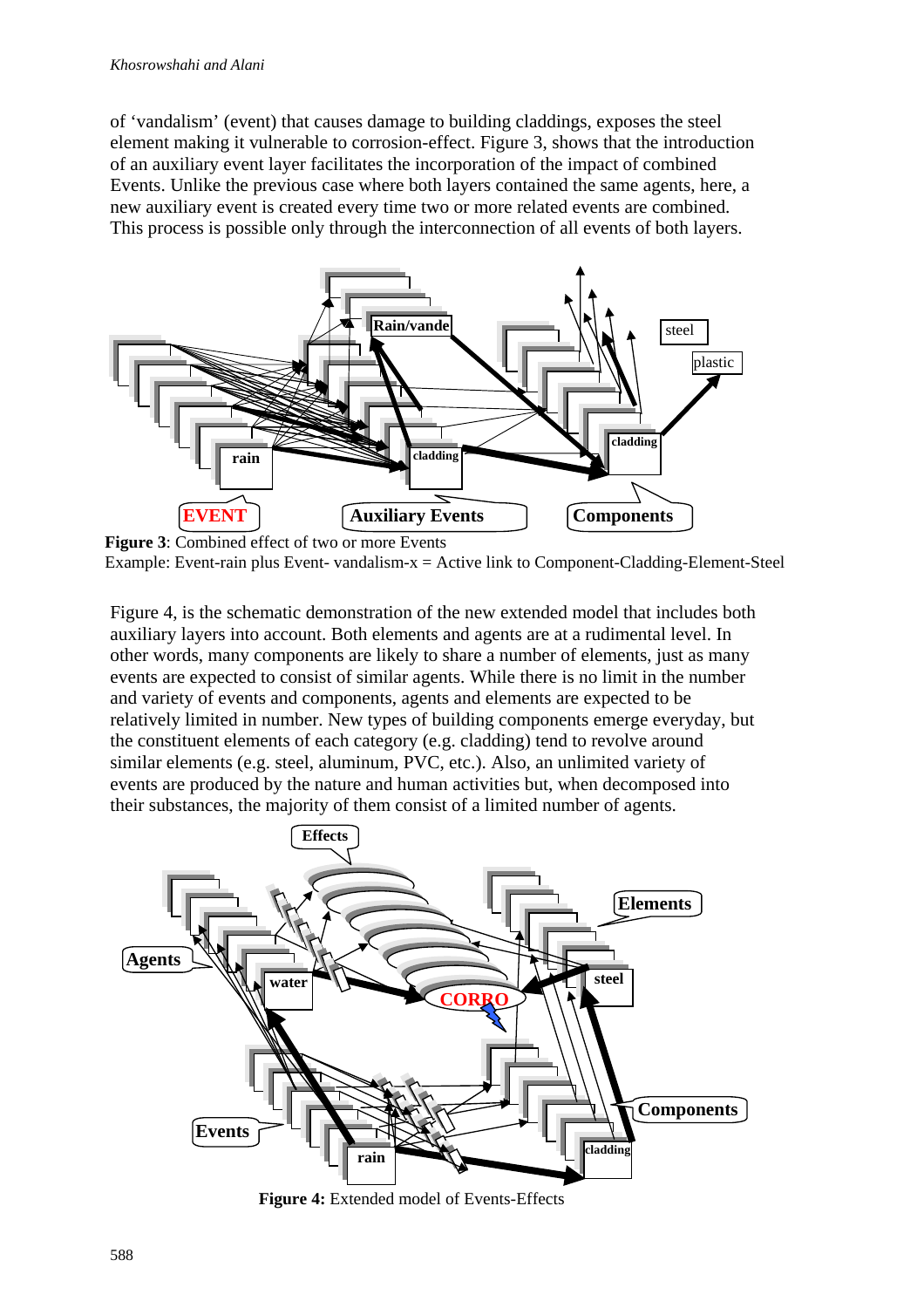of 'vandalism' (event) that causes damage to building claddings, exposes the steel element making it vulnerable to corrosion-effect. Figure 3, shows that the introduction of an auxiliary event layer facilitates the incorporation of the impact of combined Events. Unlike the previous case where both layers contained the same agents, here, a new auxiliary event is created every time two or more related events are combined. This process is possible only through the interconnection of all events of both layers.

**Figure 3**: Combined effect of two or more Events
Example: Event-rain plus Event- vandalism-x = Active link to Component-Cladding-Element-Steel

Figure 4, is the schematic demonstration of the new extended model that includes both auxiliary layers into account. Both elements and agents are at a rudimental level. In other words, many components are likely to share a number of elements, just as many events are expected to consist of similar agents. While there is no limit in the number and variety of events and components, agents and elements are expected to be relatively limited in number. New types of building components emerge everyday, but the constituent elements of each category (e.g. cladding) tend to revolve around similar elements (e.g. steel, aluminum, PVC, etc.). Also, an unlimited variety of events are produced by the nature and human activities but, when decomposed into their substances, the majority of them consist of a limited number of agents.

**Figure 4:** Extended model of Events-Effects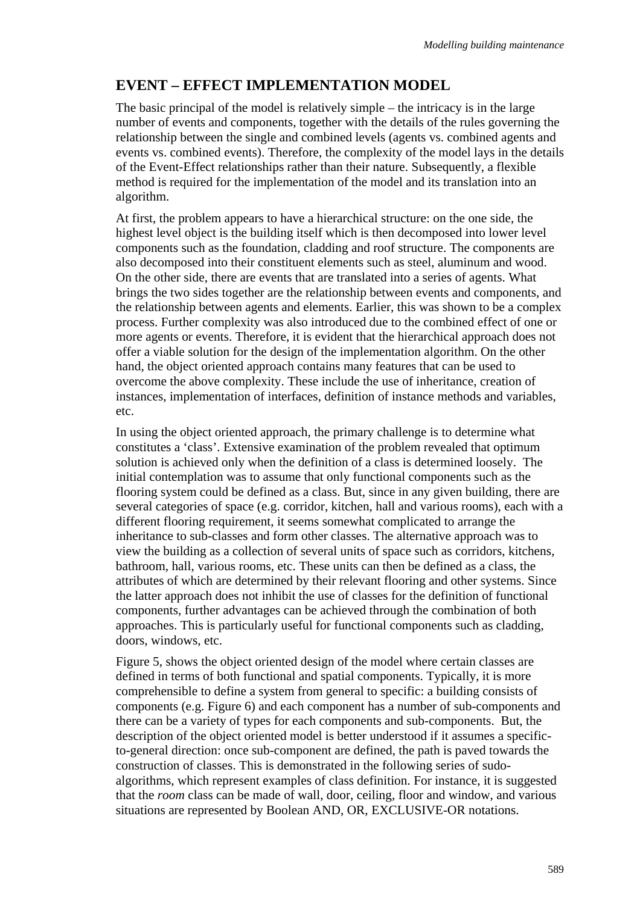## EVENT – EFFECT IMPLEMENTATION MODEL

The basic principal of the model is relatively simple – the intricacy is in the large number of events and components, together with the details of the rules governing the relationship between the single and combined levels (agents vs. combined agents and events vs. combined events). Therefore, the complexity of the model lays in the details of the Event-Effect relationships rather than their nature. Subsequently, a flexible method is required for the implementation of the model and its translation into an algorithm.

At first, the problem appears to have a hierarchical structure: on the one side, the highest level object is the building itself which is then decomposed into lower level components such as the foundation, cladding and roof structure. The components are also decomposed into their constituent elements such as steel, aluminum and wood. On the other side, there are events that are translated into a series of agents. What brings the two sides together are the relationship between events and components, and the relationship between agents and elements. Earlier, this was shown to be a complex process. Further complexity was also introduced due to the combined effect of one or more agents or events. Therefore, it is evident that the hierarchical approach does not offer a viable solution for the design of the implementation algorithm. On the other hand, the object oriented approach contains many features that can be used to overcome the above complexity. These include the use of inheritance, creation of instances, implementation of interfaces, definition of instance methods and variables, etc.

In using the object oriented approach, the primary challenge is to determine what constitutes a 'class'. Extensive examination of the problem revealed that optimum solution is achieved only when the definition of a class is determined loosely. The initial contemplation was to assume that only functional components such as the flooring system could be defined as a class. But, since in any given building, there are several categories of space (e.g. corridor, kitchen, hall and various rooms), each with a different flooring requirement, it seems somewhat complicated to arrange the inheritance to sub-classes and form other classes. The alternative approach was to view the building as a collection of several units of space such as corridors, kitchens, bathroom, hall, various rooms, etc. These units can then be defined as a class, the attributes of which are determined by their relevant flooring and other systems. Since the latter approach does not inhibit the use of classes for the definition of functional components, further advantages can be achieved through the combination of both approaches. This is particularly useful for functional components such as cladding, doors, windows, etc.

Figure 5, shows the object oriented design of the model where certain classes are defined in terms of both functional and spatial components. Typically, it is more comprehensible to define a system from general to specific: a building consists of components (e.g. Figure 6) and each component has a number of sub-components and there can be a variety of types for each components and sub-components. But, the description of the object oriented model is better understood if it assumes a specific-to-general direction: once sub-component are defined, the path is paved towards the construction of classes. This is demonstrated in the following series of sudo-algorithms, which represent examples of class definition. For instance, it is suggested that the *room* class can be made of wall, door, ceiling, floor and window, and various situations are represented by Boolean AND, OR, EXCLUSIVE-OR notations.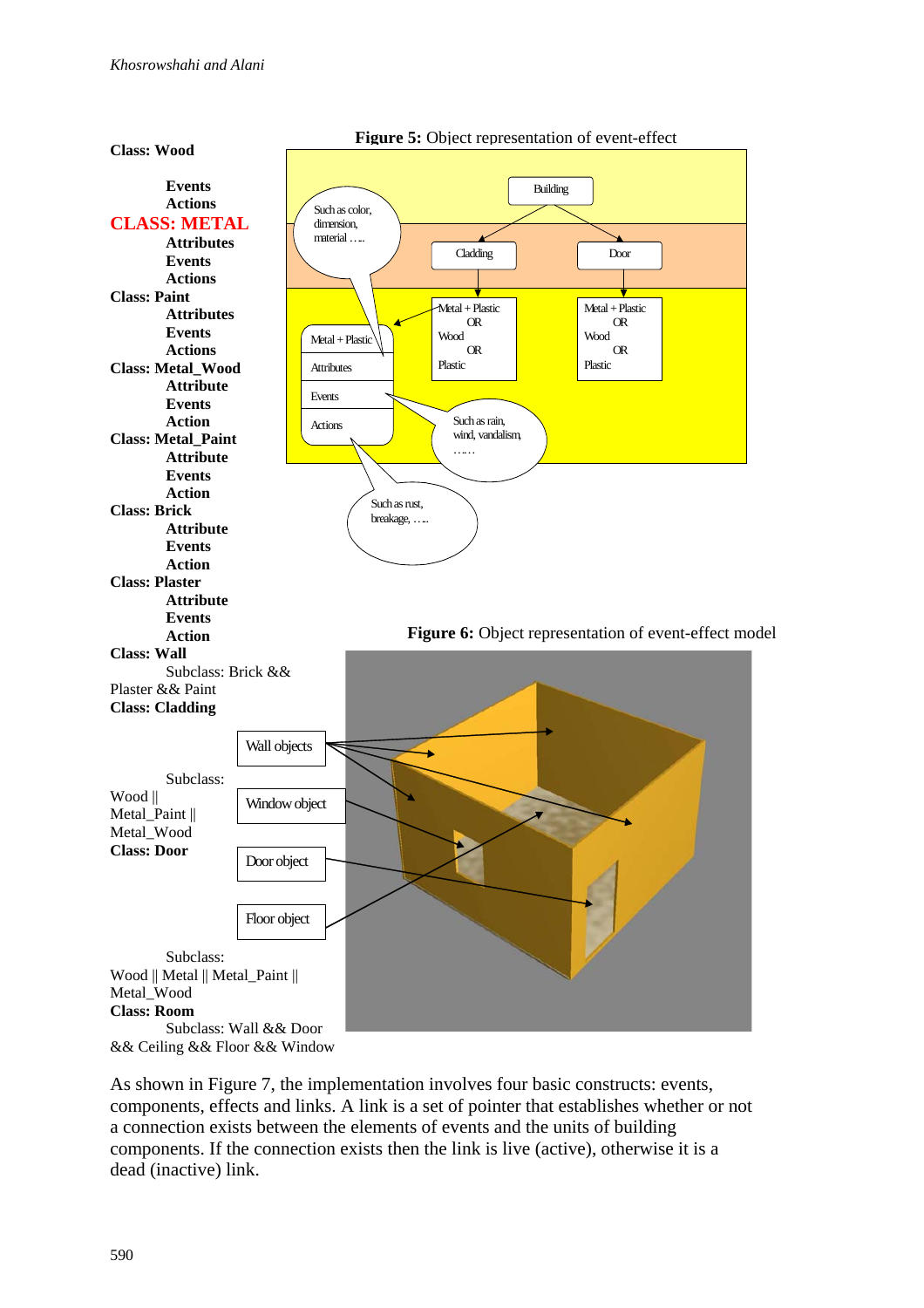**Class: Wood**

**Events**
**Actions**

**CLASS: METAL**

**Attributes**
**Events**
**Actions**

**Class: Paint**

**Attributes**
**Events**
**Actions**

**Class: Metal_Wood**

**Attribute**
**Events**
**Action**

**Class: Metal_Paint**

**Attribute**
**Events**
**Action**

**Class: Brick**

**Attribute**
**Events**
**Action**

**Class: Plaster**

**Attribute**
**Events**
**Action**

**Class: Wall**

Subclass: Brick && Plaster && Paint

**Class: Cladding**

Subclass: Wood || Metal_Paint || Metal_Wood

**Class: Door**

Subclass: Wood || Metal || Metal_Paint || Metal_Wood

**Class: Room**

Subclass: Wall && Door && Ceiling && Floor && Window

**Figure 5:** Object representation of event-effect

**Figure 6:** Object representation of event-effect model

As shown in Figure 7, the implementation involves four basic constructs: events, components, effects and links. A link is a set of pointer that establishes whether or not a connection exists between the elements of events and the units of building components. If the connection exists then the link is live (active), otherwise it is a dead (inactive) link.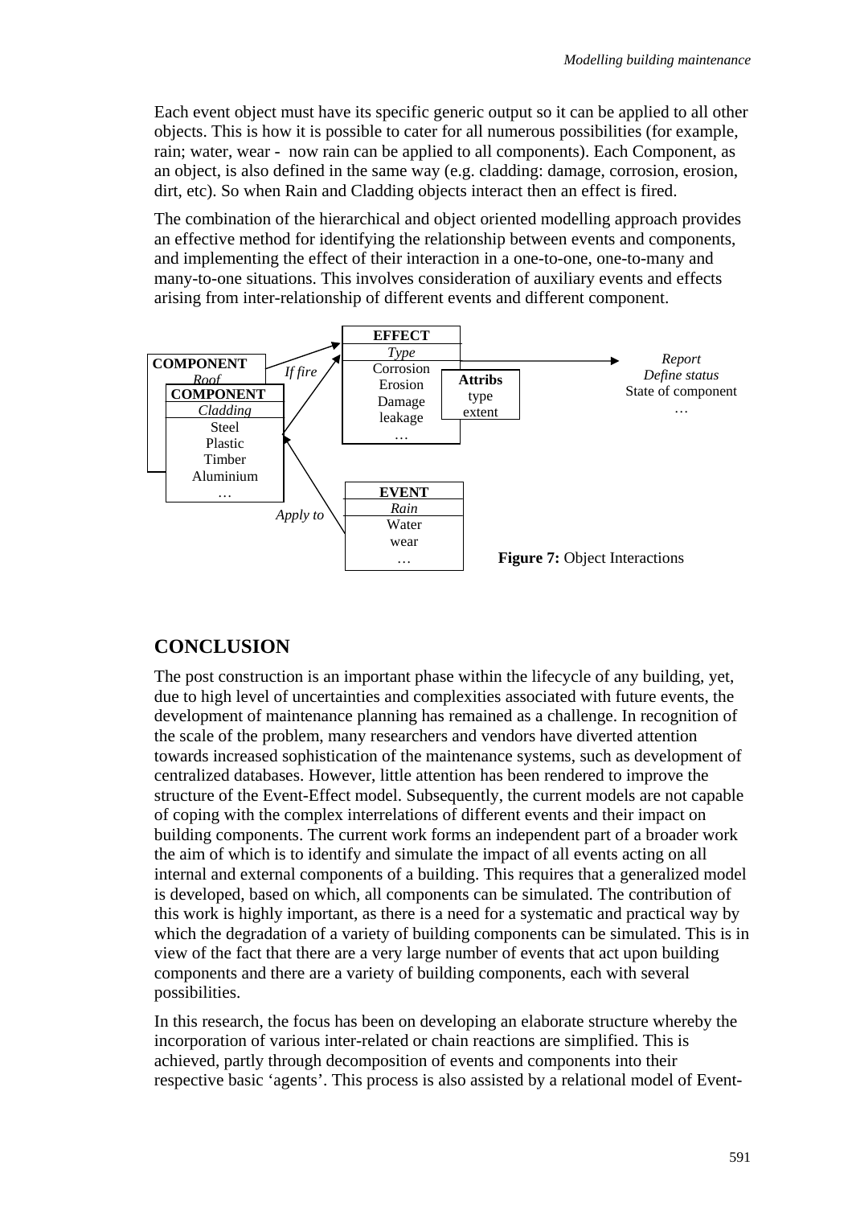Each event object must have its specific generic output so it can be applied to all other objects. This is how it is possible to cater for all numerous possibilities (for example, rain; water, wear - now rain can be applied to all components). Each Component, as an object, is also defined in the same way (e.g. cladding: damage, corrosion, erosion, dirt, etc). So when Rain and Cladding objects interact then an effect is fired.

The combination of the hierarchical and object oriented modelling approach provides an effective method for identifying the relationship between events and components, and implementing the effect of their interaction in a one-to-one, one-to-many and many-to-one situations. This involves consideration of auxiliary events and effects arising from inter-relationship of different events and different component.

**COMPONENT**
*Roof*

**COMPONENT**
*Cladding*
Steel
Plastic
Timber
Aluminium
…

*If fire*

**EFFECT**
*Type*
Corrosion
Erosion
Damage
leakage
…

**Attribs**
type
extent

*Report*
*Define status*
State of component
…

*Apply to*

**EVENT**
*Rain*
Water
wear
…

**Figure 7:** Object Interactions

## CONCLUSION

The post construction is an important phase within the lifecycle of any building, yet, due to high level of uncertainties and complexities associated with future events, the development of maintenance planning has remained as a challenge. In recognition of the scale of the problem, many researchers and vendors have diverted attention towards increased sophistication of the maintenance systems, such as development of centralized databases. However, little attention has been rendered to improve the structure of the Event-Effect model. Subsequently, the current models are not capable of coping with the complex interrelations of different events and their impact on building components. The current work forms an independent part of a broader work the aim of which is to identify and simulate the impact of all events acting on all internal and external components of a building. This requires that a generalized model is developed, based on which, all components can be simulated. The contribution of this work is highly important, as there is a need for a systematic and practical way by which the degradation of a variety of building components can be simulated. This is in view of the fact that there are a very large number of events that act upon building components and there are a variety of building components, each with several possibilities.

In this research, the focus has been on developing an elaborate structure whereby the incorporation of various inter-related or chain reactions are simplified. This is achieved, partly through decomposition of events and components into their respective basic 'agents'. This process is also assisted by a relational model of Event-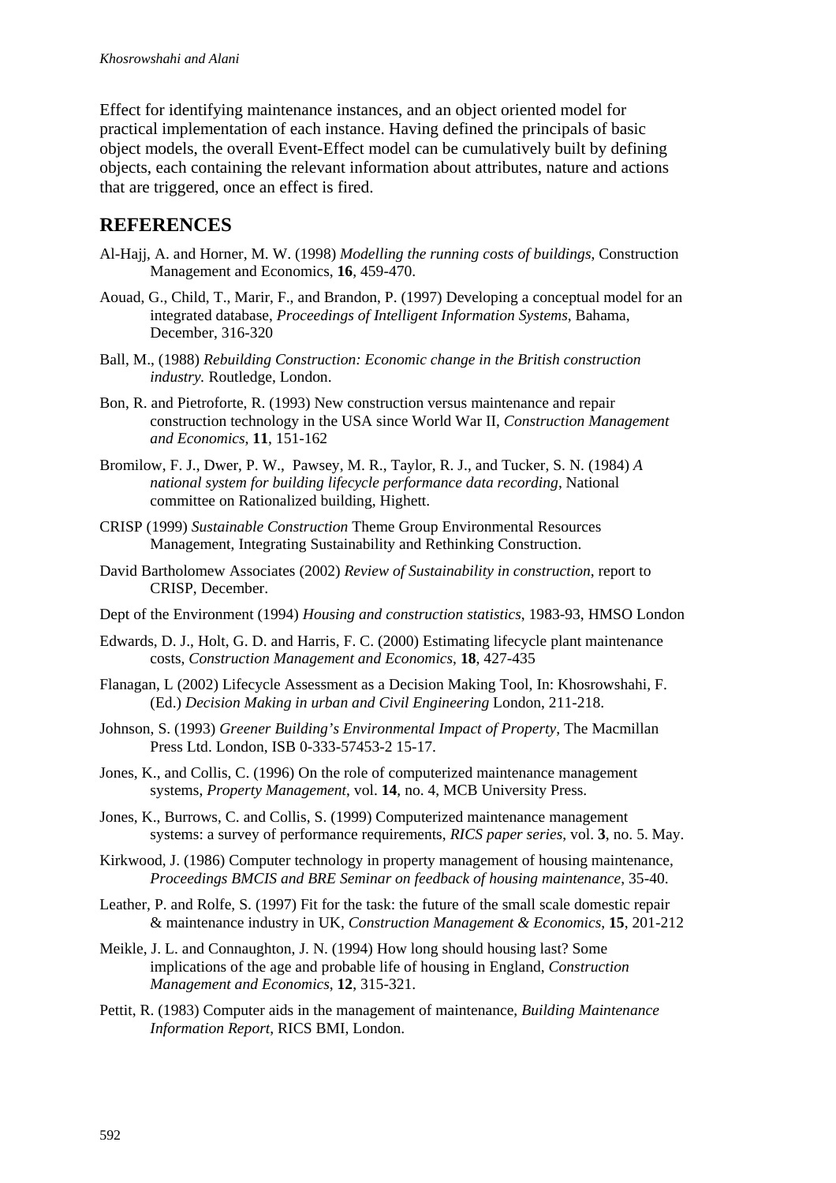Effect for identifying maintenance instances, and an object oriented model for practical implementation of each instance. Having defined the principals of basic object models, the overall Event-Effect model can be cumulatively built by defining objects, each containing the relevant information about attributes, nature and actions that are triggered, once an effect is fired.

## REFERENCES

Al-Hajj, A. and Horner, M. W. (1998) *Modelling the running costs of buildings*, Construction Management and Economics, **16**, 459-470.

Aouad, G., Child, T., Marir, F., and Brandon, P. (1997) Developing a conceptual model for an integrated database, *Proceedings of Intelligent Information Systems*, Bahama, December, 316-320

Ball, M., (1988) *Rebuilding Construction: Economic change in the British construction industry.* Routledge, London.

Bon, R. and Pietroforte, R. (1993) New construction versus maintenance and repair construction technology in the USA since World War II, *Construction Management and Economics*, **11**, 151-162

Bromilow, F. J., Dwer, P. W., Pawsey, M. R., Taylor, R. J., and Tucker, S. N. (1984) *A national system for building lifecycle performance data recording*, National committee on Rationalized building, Highett.

CRISP (1999) *Sustainable Construction* Theme Group Environmental Resources Management, Integrating Sustainability and Rethinking Construction.

David Bartholomew Associates (2002) *Review of Sustainability in construction*, report to CRISP, December.

Dept of the Environment (1994) *Housing and construction statistics*, 1983-93, HMSO London

Edwards, D. J., Holt, G. D. and Harris, F. C. (2000) Estimating lifecycle plant maintenance costs, *Construction Management and Economics*, **18**, 427-435

Flanagan, L (2002) Lifecycle Assessment as a Decision Making Tool, In: Khosrowshahi, F. (Ed.) *Decision Making in urban and Civil Engineering* London, 211-218.

Johnson, S. (1993) *Greener Building's Environmental Impact of Property*, The Macmillan Press Ltd. London, ISB 0-333-57453-2 15-17.

Jones, K., and Collis, C. (1996) On the role of computerized maintenance management systems, *Property Management*, vol. **14**, no. 4, MCB University Press.

Jones, K., Burrows, C. and Collis, S. (1999) Computerized maintenance management systems: a survey of performance requirements, *RICS paper series*, vol. **3**, no. 5. May.

Kirkwood, J. (1986) Computer technology in property management of housing maintenance, *Proceedings BMCIS and BRE Seminar on feedback of housing maintenance*, 35-40.

Leather, P. and Rolfe, S. (1997) Fit for the task: the future of the small scale domestic repair & maintenance industry in UK, *Construction Management & Economics*, **15**, 201-212

Meikle, J. L. and Connaughton, J. N. (1994) How long should housing last? Some implications of the age and probable life of housing in England, *Construction Management and Economics*, **12**, 315-321.

Pettit, R. (1983) Computer aids in the management of maintenance, *Building Maintenance Information Report*, RICS BMI, London.